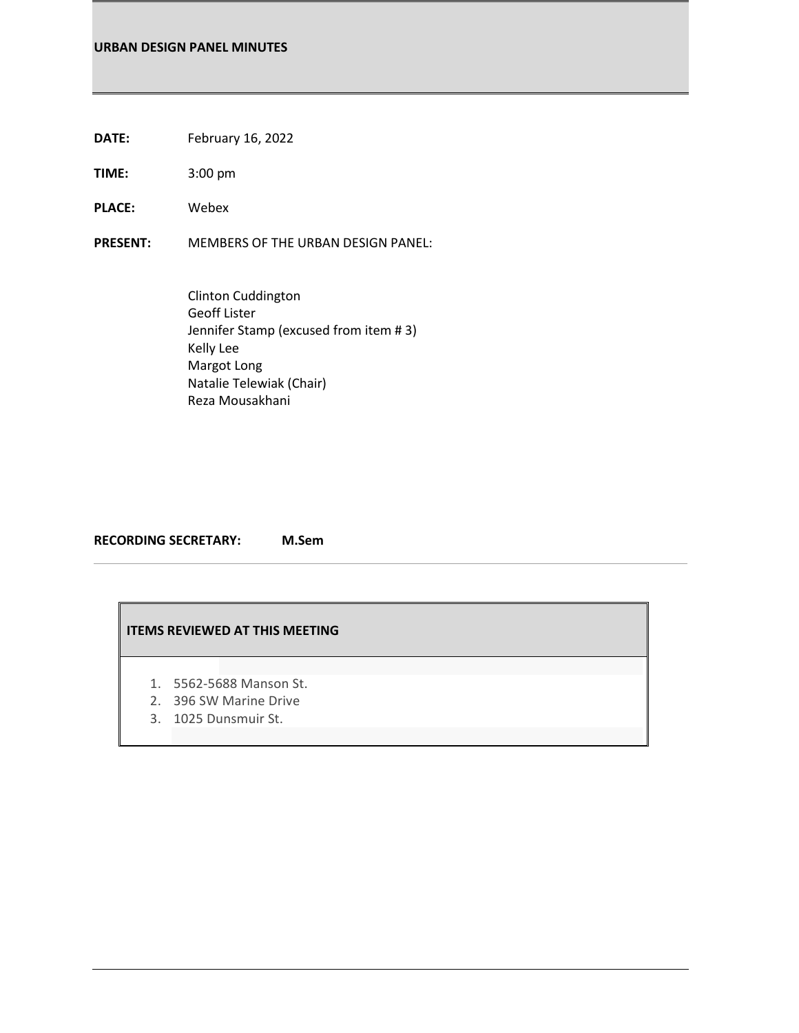# URBAN DESIGN PANEL MINUTES

**DATE:** February 16, 2022

**TIME:** 3:00 pm

**PLACE:** Webex

**PRESENT:** MEMBERS OF THE URBAN DESIGN PANEL:

Clinton Cuddington
Geoff Lister
Jennifer Stamp (excused from item # 3)
Kelly Lee
Margot Long
Natalie Telewiak (Chair)
Reza Mousakhani

**RECORDING SECRETARY:** **M.Sem**

---

**ITEMS REVIEWED AT THIS MEETING**

1. 5562-5688 Manson St.
2. 396 SW Marine Drive
3. 1025 Dunsmuir St.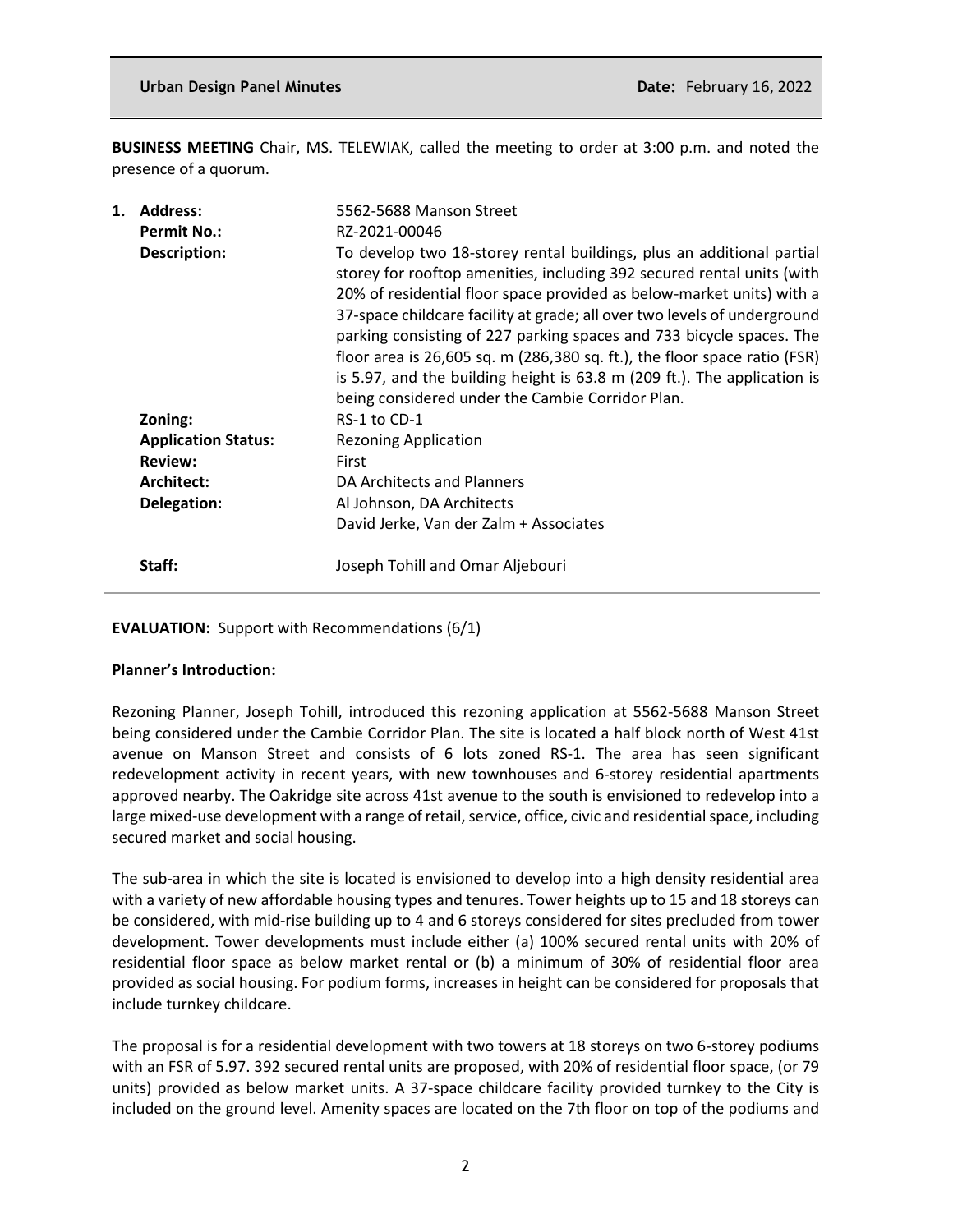**BUSINESS MEETING** Chair, MS. TELEWIAK, called the meeting to order at 3:00 p.m. and noted the presence of a quorum.

| | | |
|---|---|---|
| **1.** | **Address:** | 5562-5688 Manson Street |
| | **Permit No.:** | RZ-2021-00046 |
| | **Description:** | To develop two 18-storey rental buildings, plus an additional partial storey for rooftop amenities, including 392 secured rental units (with 20% of residential floor space provided as below-market units) with a 37-space childcare facility at grade; all over two levels of underground parking consisting of 227 parking spaces and 733 bicycle spaces. The floor area is 26,605 sq. m (286,380 sq. ft.), the floor space ratio (FSR) is 5.97, and the building height is 63.8 m (209 ft.). The application is being considered under the Cambie Corridor Plan. |
| | **Zoning:** | RS-1 to CD-1 |
| | **Application Status:** | Rezoning Application |
| | **Review:** | First |
| | **Architect:** | DA Architects and Planners |
| | **Delegation:** | Al Johnson, DA Architects<br>David Jerke, Van der Zalm + Associates |
| | **Staff:** | Joseph Tohill and Omar Aljebouri |

**EVALUATION:** Support with Recommendations (6/1)

**Planner's Introduction:**

Rezoning Planner, Joseph Tohill, introduced this rezoning application at 5562-5688 Manson Street being considered under the Cambie Corridor Plan. The site is located a half block north of West 41st avenue on Manson Street and consists of 6 lots zoned RS-1. The area has seen significant redevelopment activity in recent years, with new townhouses and 6-storey residential apartments approved nearby. The Oakridge site across 41st avenue to the south is envisioned to redevelop into a large mixed-use development with a range of retail, service, office, civic and residential space, including secured market and social housing.

The sub-area in which the site is located is envisioned to develop into a high density residential area with a variety of new affordable housing types and tenures. Tower heights up to 15 and 18 storeys can be considered, with mid-rise building up to 4 and 6 storeys considered for sites precluded from tower development. Tower developments must include either (a) 100% secured rental units with 20% of residential floor space as below market rental or (b) a minimum of 30% of residential floor area provided as social housing. For podium forms, increases in height can be considered for proposals that include turnkey childcare.

The proposal is for a residential development with two towers at 18 storeys on two 6-storey podiums with an FSR of 5.97. 392 secured rental units are proposed, with 20% of residential floor space, (or 79 units) provided as below market units. A 37-space childcare facility provided turnkey to the City is included on the ground level. Amenity spaces are located on the 7th floor on top of the podiums and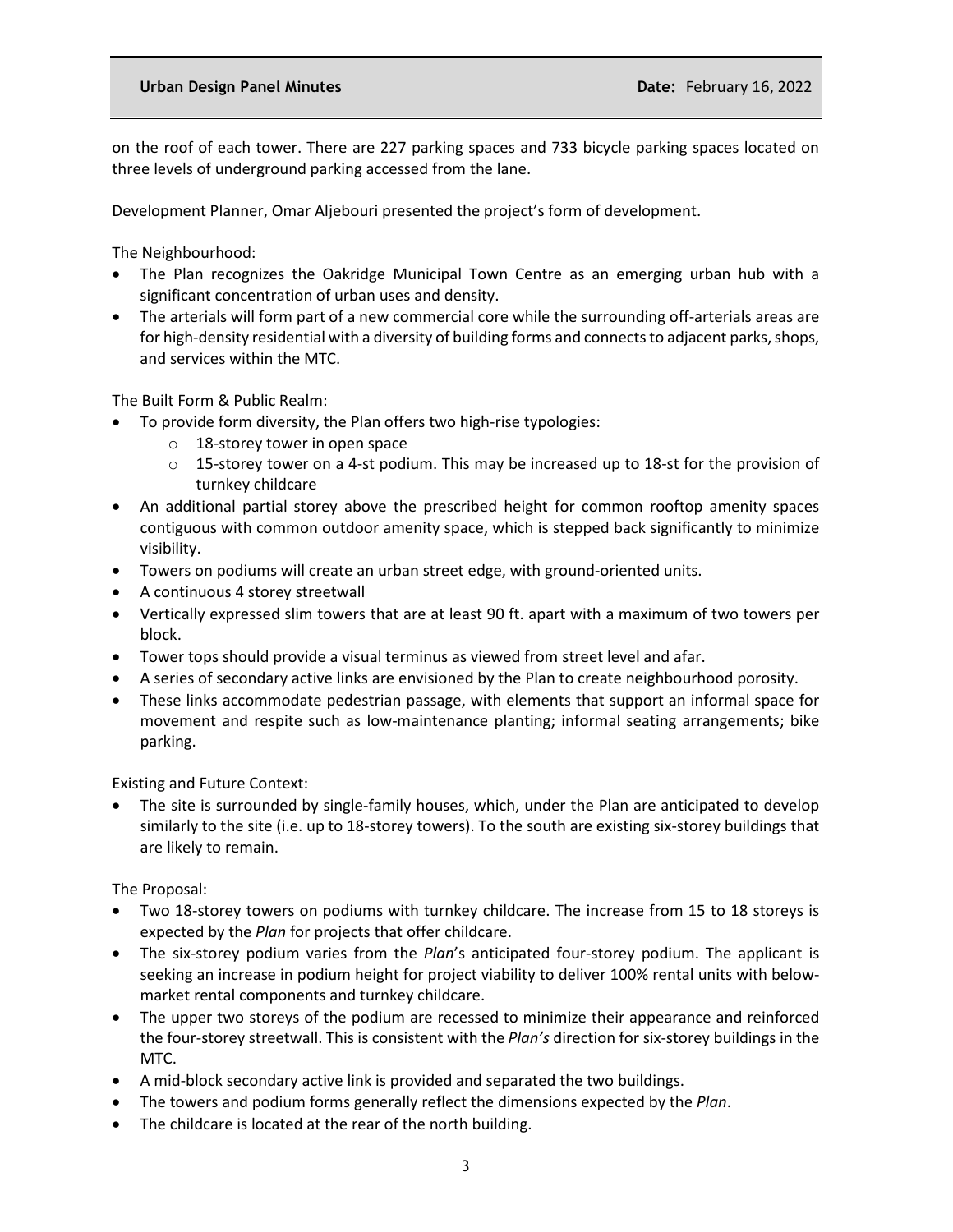on the roof of each tower. There are 227 parking spaces and 733 bicycle parking spaces located on three levels of underground parking accessed from the lane.

Development Planner, Omar Aljebouri presented the project's form of development.

The Neighbourhood:

- The Plan recognizes the Oakridge Municipal Town Centre as an emerging urban hub with a significant concentration of urban uses and density.
- The arterials will form part of a new commercial core while the surrounding off-arterials areas are for high-density residential with a diversity of building forms and connects to adjacent parks, shops, and services within the MTC.

The Built Form & Public Realm:

- To provide form diversity, the Plan offers two high-rise typologies:
  - 18-storey tower in open space
  - 15-storey tower on a 4-st podium. This may be increased up to 18-st for the provision of turnkey childcare
- An additional partial storey above the prescribed height for common rooftop amenity spaces contiguous with common outdoor amenity space, which is stepped back significantly to minimize visibility.
- Towers on podiums will create an urban street edge, with ground-oriented units.
- A continuous 4 storey streetwall
- Vertically expressed slim towers that are at least 90 ft. apart with a maximum of two towers per block.
- Tower tops should provide a visual terminus as viewed from street level and afar.
- A series of secondary active links are envisioned by the Plan to create neighbourhood porosity.
- These links accommodate pedestrian passage, with elements that support an informal space for movement and respite such as low-maintenance planting; informal seating arrangements; bike parking.

Existing and Future Context:

- The site is surrounded by single-family houses, which, under the Plan are anticipated to develop similarly to the site (i.e. up to 18-storey towers). To the south are existing six-storey buildings that are likely to remain.

The Proposal:

- Two 18-storey towers on podiums with turnkey childcare. The increase from 15 to 18 storeys is expected by the *Plan* for projects that offer childcare.
- The six-storey podium varies from the *Plan*'s anticipated four-storey podium. The applicant is seeking an increase in podium height for project viability to deliver 100% rental units with below-market rental components and turnkey childcare.
- The upper two storeys of the podium are recessed to minimize their appearance and reinforced the four-storey streetwall. This is consistent with the *Plan's* direction for six-storey buildings in the MTC.
- A mid-block secondary active link is provided and separated the two buildings.
- The towers and podium forms generally reflect the dimensions expected by the *Plan*.
- The childcare is located at the rear of the north building.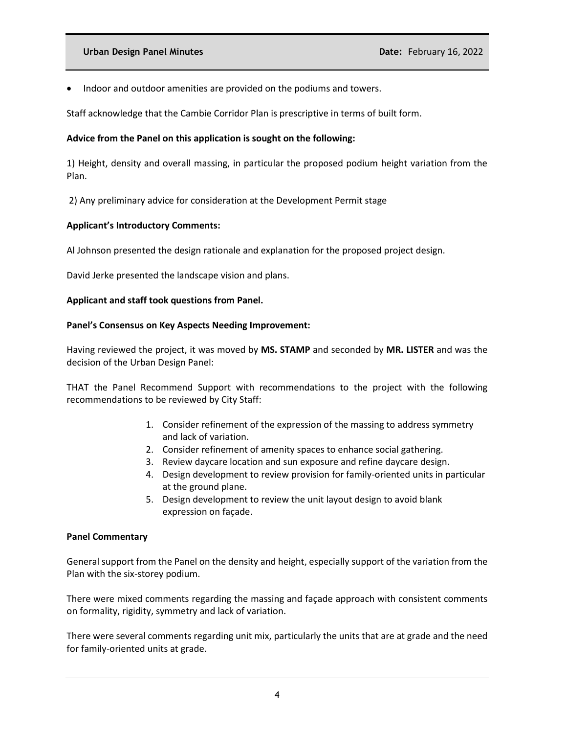- Indoor and outdoor amenities are provided on the podiums and towers.

Staff acknowledge that the Cambie Corridor Plan is prescriptive in terms of built form.

**Advice from the Panel on this application is sought on the following:**

1) Height, density and overall massing, in particular the proposed podium height variation from the Plan.

2) Any preliminary advice for consideration at the Development Permit stage

**Applicant's Introductory Comments:**

Al Johnson presented the design rationale and explanation for the proposed project design.

David Jerke presented the landscape vision and plans.

**Applicant and staff took questions from Panel.**

**Panel's Consensus on Key Aspects Needing Improvement:**

Having reviewed the project, it was moved by **MS. STAMP** and seconded by **MR. LISTER** and was the decision of the Urban Design Panel:

THAT the Panel Recommend Support with recommendations to the project with the following recommendations to be reviewed by City Staff:

1. Consider refinement of the expression of the massing to address symmetry and lack of variation.
2. Consider refinement of amenity spaces to enhance social gathering.
3. Review daycare location and sun exposure and refine daycare design.
4. Design development to review provision for family-oriented units in particular at the ground plane.
5. Design development to review the unit layout design to avoid blank expression on façade.

**Panel Commentary**

General support from the Panel on the density and height, especially support of the variation from the Plan with the six-storey podium.

There were mixed comments regarding the massing and façade approach with consistent comments on formality, rigidity, symmetry and lack of variation.

There were several comments regarding unit mix, particularly the units that are at grade and the need for family-oriented units at grade.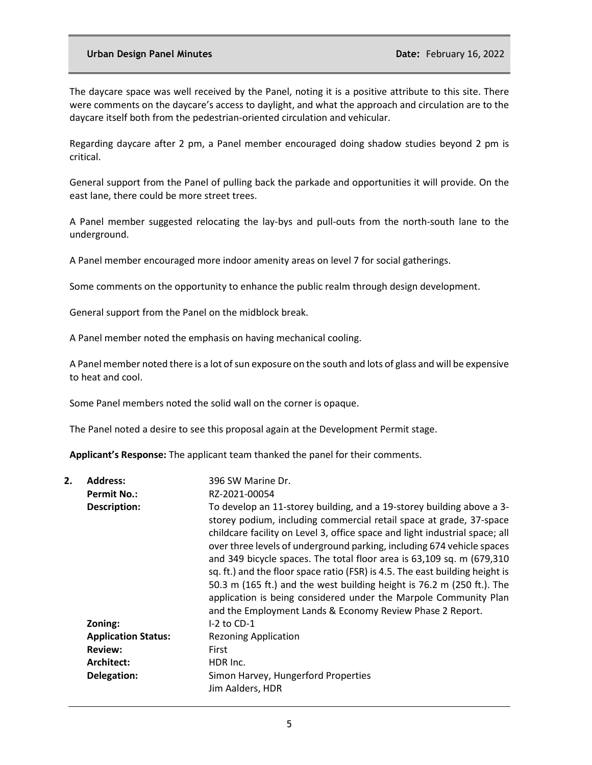The daycare space was well received by the Panel, noting it is a positive attribute to this site. There were comments on the daycare's access to daylight, and what the approach and circulation are to the daycare itself both from the pedestrian-oriented circulation and vehicular.

Regarding daycare after 2 pm, a Panel member encouraged doing shadow studies beyond 2 pm is critical.

General support from the Panel of pulling back the parkade and opportunities it will provide. On the east lane, there could be more street trees.

A Panel member suggested relocating the lay-bys and pull-outs from the north-south lane to the underground.

A Panel member encouraged more indoor amenity areas on level 7 for social gatherings.

Some comments on the opportunity to enhance the public realm through design development.

General support from the Panel on the midblock break.

A Panel member noted the emphasis on having mechanical cooling.

A Panel member noted there is a lot of sun exposure on the south and lots of glass and will be expensive to heat and cool.

Some Panel members noted the solid wall on the corner is opaque.

The Panel noted a desire to see this proposal again at the Development Permit stage.

**Applicant's Response:** The applicant team thanked the panel for their comments.

2. **Address:** 396 SW Marine Dr.

   **Permit No.:** RZ-2021-00054

   **Description:** To develop an 11-storey building, and a 19-storey building above a 3-storey podium, including commercial retail space at grade, 37-space childcare facility on Level 3, office space and light industrial space; all over three levels of underground parking, including 674 vehicle spaces and 349 bicycle spaces. The total floor area is 63,109 sq. m (679,310 sq. ft.) and the floor space ratio (FSR) is 4.5. The east building height is 50.3 m (165 ft.) and the west building height is 76.2 m (250 ft.). The application is being considered under the Marpole Community Plan and the Employment Lands & Economy Review Phase 2 Report.

   **Zoning:** I-2 to CD-1

   **Application Status:** Rezoning Application

   **Review:** First

   **Architect:** HDR Inc.

   **Delegation:** Simon Harvey, Hungerford Properties
   Jim Aalders, HDR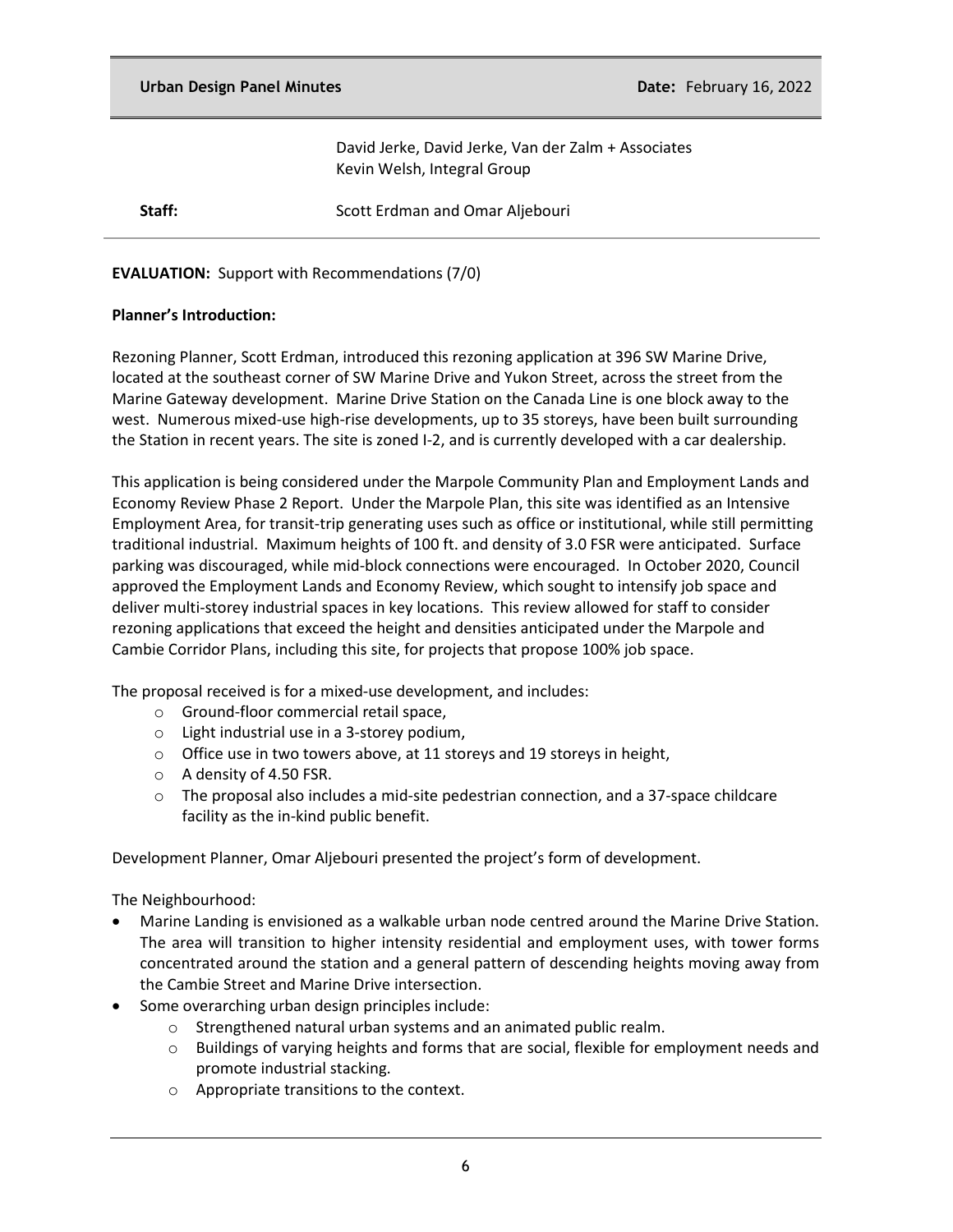David Jerke, David Jerke, Van der Zalm + Associates
Kevin Welsh, Integral Group

**Staff:** Scott Erdman and Omar Aljebouri

**EVALUATION:** Support with Recommendations (7/0)

**Planner's Introduction:**

Rezoning Planner, Scott Erdman, introduced this rezoning application at 396 SW Marine Drive, located at the southeast corner of SW Marine Drive and Yukon Street, across the street from the Marine Gateway development. Marine Drive Station on the Canada Line is one block away to the west. Numerous mixed-use high-rise developments, up to 35 storeys, have been built surrounding the Station in recent years. The site is zoned I-2, and is currently developed with a car dealership.

This application is being considered under the Marpole Community Plan and Employment Lands and Economy Review Phase 2 Report. Under the Marpole Plan, this site was identified as an Intensive Employment Area, for transit-trip generating uses such as office or institutional, while still permitting traditional industrial. Maximum heights of 100 ft. and density of 3.0 FSR were anticipated. Surface parking was discouraged, while mid-block connections were encouraged. In October 2020, Council approved the Employment Lands and Economy Review, which sought to intensify job space and deliver multi-storey industrial spaces in key locations. This review allowed for staff to consider rezoning applications that exceed the height and densities anticipated under the Marpole and Cambie Corridor Plans, including this site, for projects that propose 100% job space.

The proposal received is for a mixed-use development, and includes:

- Ground-floor commercial retail space,
- Light industrial use in a 3-storey podium,
- Office use in two towers above, at 11 storeys and 19 storeys in height,
- A density of 4.50 FSR.
- The proposal also includes a mid-site pedestrian connection, and a 37-space childcare facility as the in-kind public benefit.

Development Planner, Omar Aljebouri presented the project's form of development.

The Neighbourhood:

- Marine Landing is envisioned as a walkable urban node centred around the Marine Drive Station. The area will transition to higher intensity residential and employment uses, with tower forms concentrated around the station and a general pattern of descending heights moving away from the Cambie Street and Marine Drive intersection.
- Some overarching urban design principles include:
  - Strengthened natural urban systems and an animated public realm.
  - Buildings of varying heights and forms that are social, flexible for employment needs and promote industrial stacking.
  - Appropriate transitions to the context.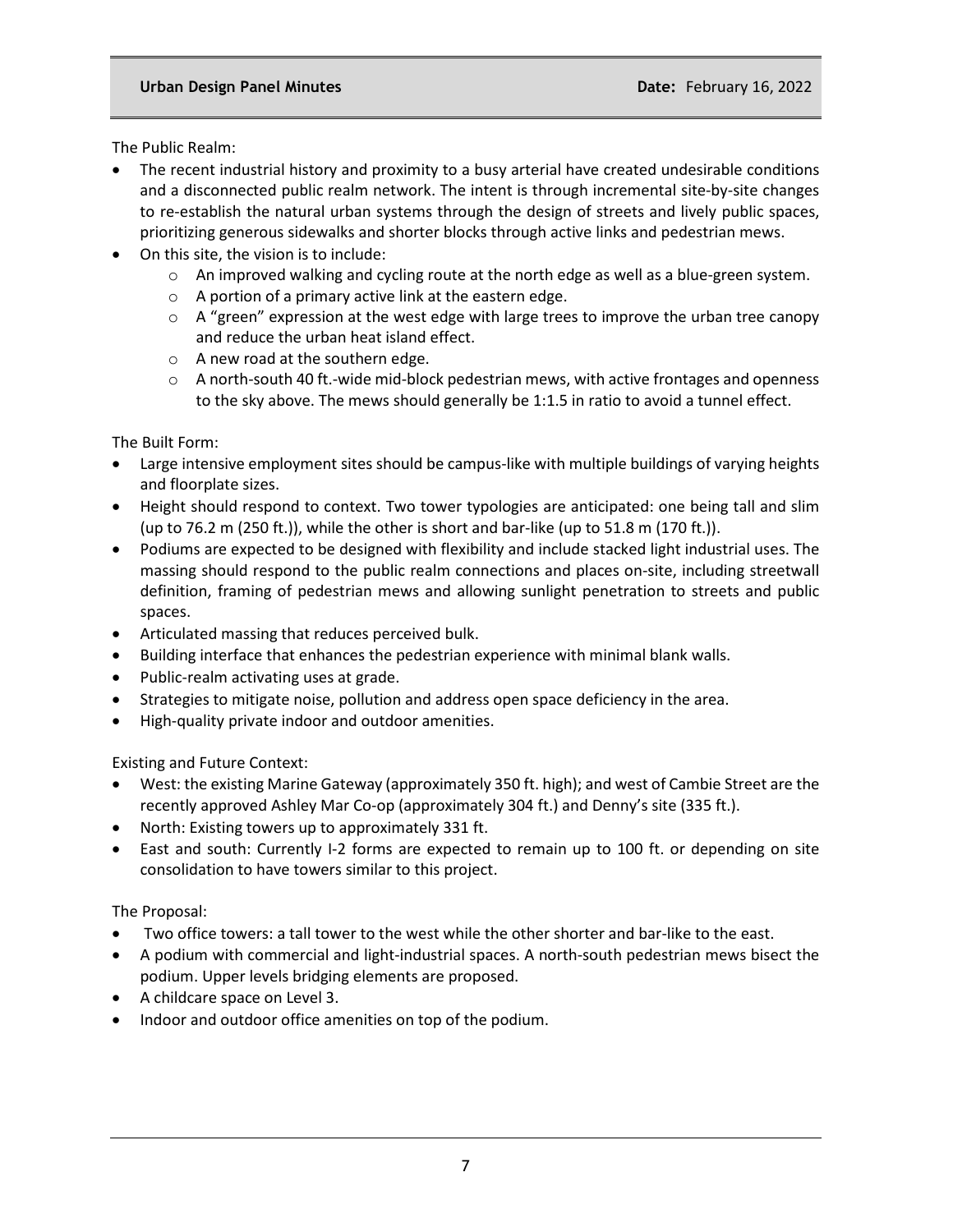The Public Realm:

- The recent industrial history and proximity to a busy arterial have created undesirable conditions and a disconnected public realm network. The intent is through incremental site-by-site changes to re-establish the natural urban systems through the design of streets and lively public spaces, prioritizing generous sidewalks and shorter blocks through active links and pedestrian mews.
- On this site, the vision is to include:
  - An improved walking and cycling route at the north edge as well as a blue-green system.
  - A portion of a primary active link at the eastern edge.
  - A "green" expression at the west edge with large trees to improve the urban tree canopy and reduce the urban heat island effect.
  - A new road at the southern edge.
  - A north-south 40 ft.-wide mid-block pedestrian mews, with active frontages and openness to the sky above. The mews should generally be 1:1.5 in ratio to avoid a tunnel effect.

The Built Form:

- Large intensive employment sites should be campus-like with multiple buildings of varying heights and floorplate sizes.
- Height should respond to context. Two tower typologies are anticipated: one being tall and slim (up to 76.2 m (250 ft.)), while the other is short and bar-like (up to 51.8 m (170 ft.)).
- Podiums are expected to be designed with flexibility and include stacked light industrial uses. The massing should respond to the public realm connections and places on-site, including streetwall definition, framing of pedestrian mews and allowing sunlight penetration to streets and public spaces.
- Articulated massing that reduces perceived bulk.
- Building interface that enhances the pedestrian experience with minimal blank walls.
- Public-realm activating uses at grade.
- Strategies to mitigate noise, pollution and address open space deficiency in the area.
- High-quality private indoor and outdoor amenities.

Existing and Future Context:

- West: the existing Marine Gateway (approximately 350 ft. high); and west of Cambie Street are the recently approved Ashley Mar Co-op (approximately 304 ft.) and Denny's site (335 ft.).
- North: Existing towers up to approximately 331 ft.
- East and south: Currently I-2 forms are expected to remain up to 100 ft. or depending on site consolidation to have towers similar to this project.

The Proposal:

- Two office towers: a tall tower to the west while the other shorter and bar-like to the east.
- A podium with commercial and light-industrial spaces. A north-south pedestrian mews bisect the podium. Upper levels bridging elements are proposed.
- A childcare space on Level 3.
- Indoor and outdoor office amenities on top of the podium.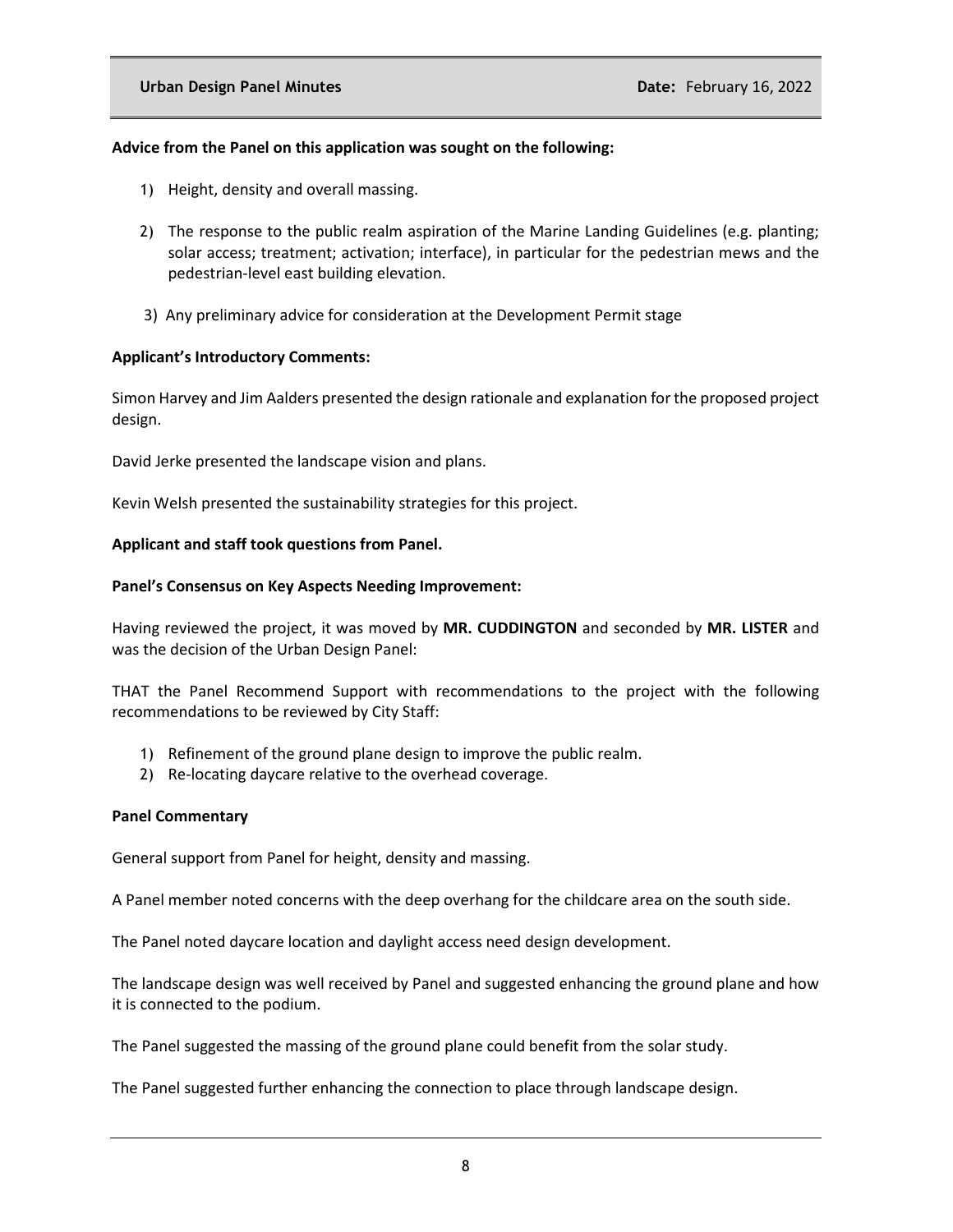**Advice from the Panel on this application was sought on the following:**

1) Height, density and overall massing.
2) The response to the public realm aspiration of the Marine Landing Guidelines (e.g. planting; solar access; treatment; activation; interface), in particular for the pedestrian mews and the pedestrian-level east building elevation.
3) Any preliminary advice for consideration at the Development Permit stage

**Applicant's Introductory Comments:**

Simon Harvey and Jim Aalders presented the design rationale and explanation for the proposed project design.

David Jerke presented the landscape vision and plans.

Kevin Welsh presented the sustainability strategies for this project.

**Applicant and staff took questions from Panel.**

**Panel's Consensus on Key Aspects Needing Improvement:**

Having reviewed the project, it was moved by **MR. CUDDINGTON** and seconded by **MR. LISTER** and was the decision of the Urban Design Panel:

THAT the Panel Recommend Support with recommendations to the project with the following recommendations to be reviewed by City Staff:

1) Refinement of the ground plane design to improve the public realm.
2) Re-locating daycare relative to the overhead coverage.

**Panel Commentary**

General support from Panel for height, density and massing.

A Panel member noted concerns with the deep overhang for the childcare area on the south side.

The Panel noted daycare location and daylight access need design development.

The landscape design was well received by Panel and suggested enhancing the ground plane and how it is connected to the podium.

The Panel suggested the massing of the ground plane could benefit from the solar study.

The Panel suggested further enhancing the connection to place through landscape design.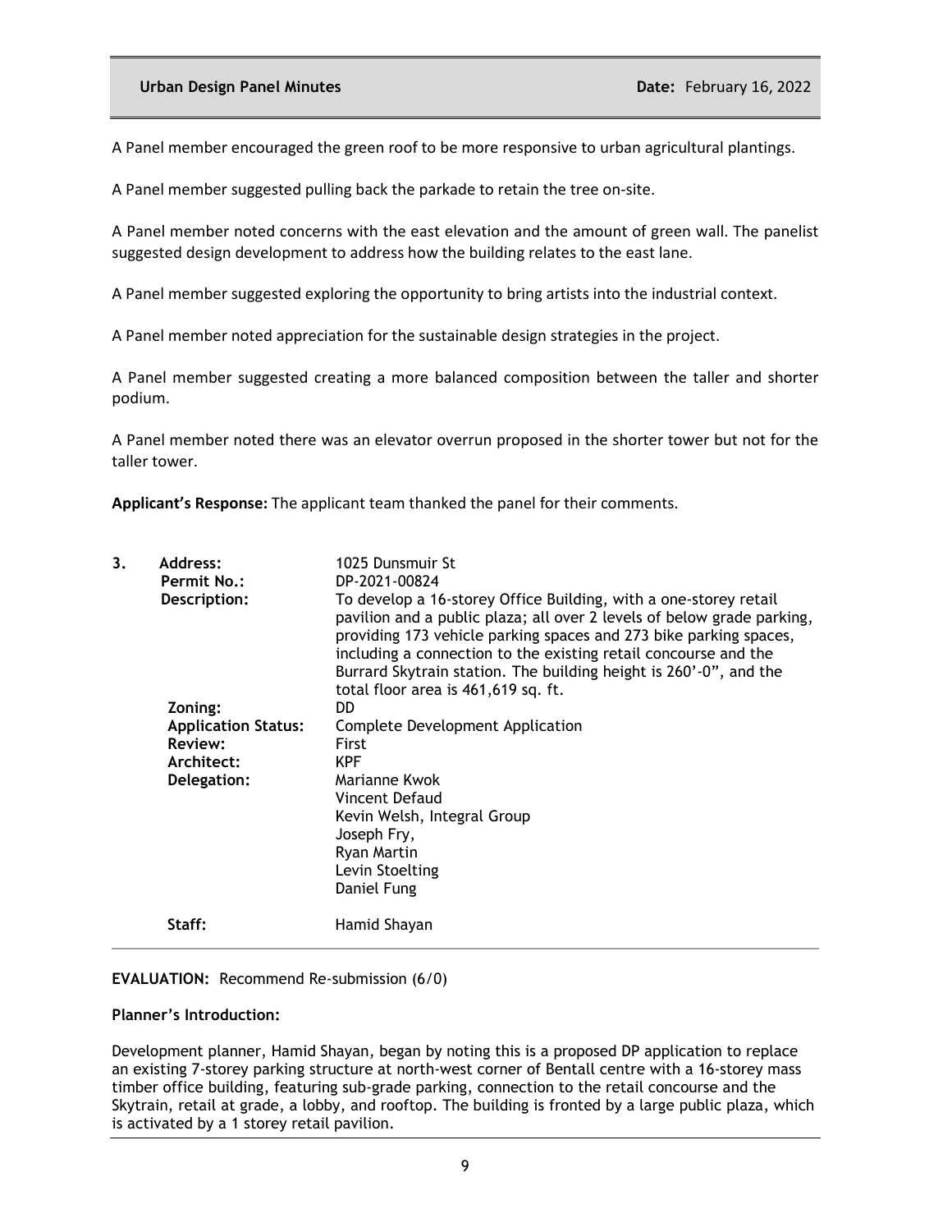A Panel member encouraged the green roof to be more responsive to urban agricultural plantings.

A Panel member suggested pulling back the parkade to retain the tree on-site.

A Panel member noted concerns with the east elevation and the amount of green wall. The panelist suggested design development to address how the building relates to the east lane.

A Panel member suggested exploring the opportunity to bring artists into the industrial context.

A Panel member noted appreciation for the sustainable design strategies in the project.

A Panel member suggested creating a more balanced composition between the taller and shorter podium.

A Panel member noted there was an elevator overrun proposed in the shorter tower but not for the taller tower.

**Applicant's Response:** The applicant team thanked the panel for their comments.

| | | |
|---|---|---|
| **3.** | **Address:** | 1025 Dunsmuir St |
| | **Permit No.:** | DP-2021-00824 |
| | **Description:** | To develop a 16-storey Office Building, with a one-storey retail pavilion and a public plaza; all over 2 levels of below grade parking, providing 173 vehicle parking spaces and 273 bike parking spaces, including a connection to the existing retail concourse and the Burrard Skytrain station. The building height is 260'-0", and the total floor area is 461,619 sq. ft. |
| | **Zoning:** | DD |
| | **Application Status:** | Complete Development Application |
| | **Review:** | First |
| | **Architect:** | KPF |
| | **Delegation:** | Marianne Kwok<br>Vincent Defaud<br>Kevin Welsh, Integral Group<br>Joseph Fry,<br>Ryan Martin<br>Levin Stoelting<br>Daniel Fung |
| | **Staff:** | Hamid Shayan |

**EVALUATION:** Recommend Re-submission (6/0)

**Planner's Introduction:**

Development planner, Hamid Shayan, began by noting this is a proposed DP application to replace an existing 7-storey parking structure at north-west corner of Bentall centre with a 16-storey mass timber office building, featuring sub-grade parking, connection to the retail concourse and the Skytrain, retail at grade, a lobby, and rooftop. The building is fronted by a large public plaza, which is activated by a 1 storey retail pavilion.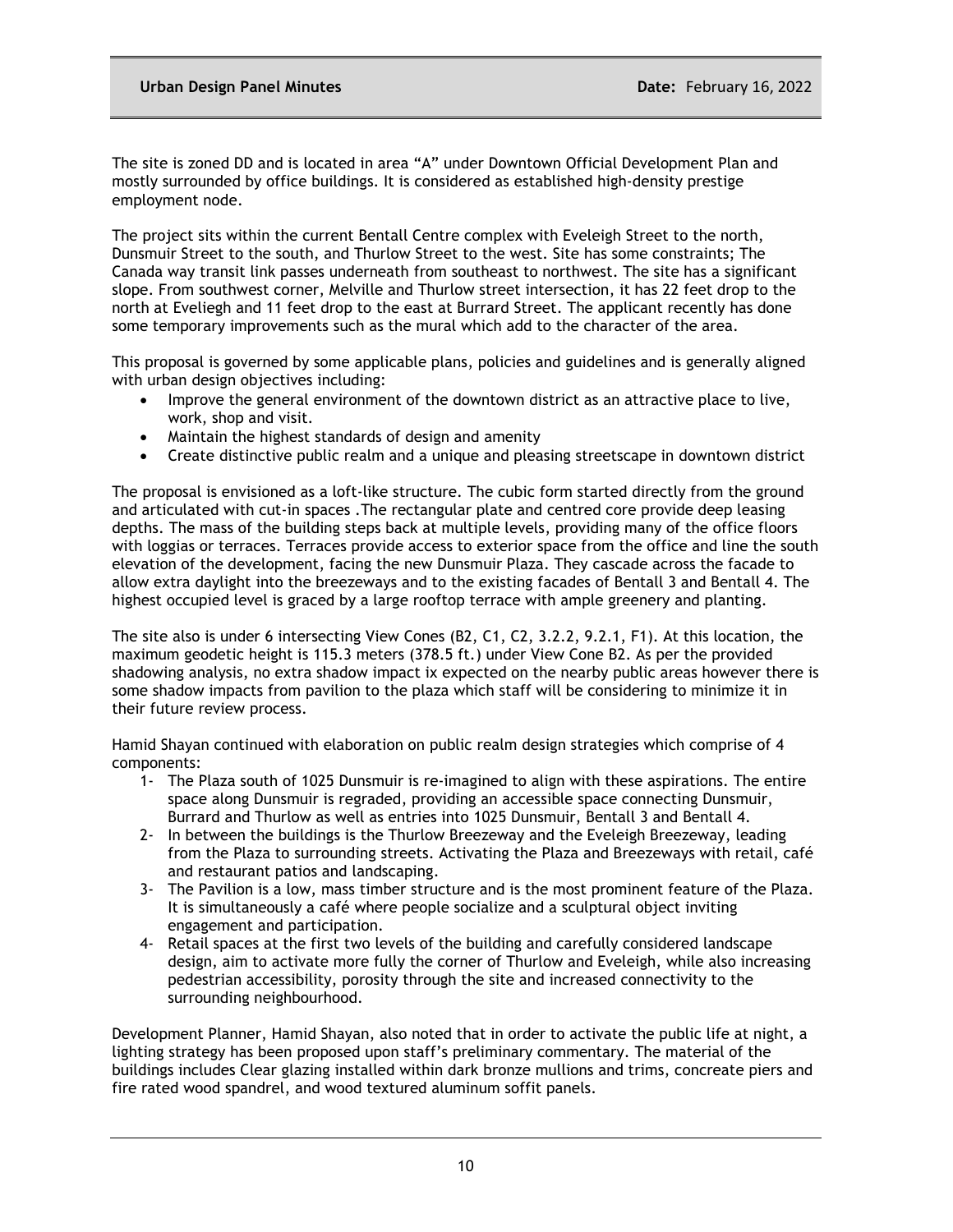The site is zoned DD and is located in area "A" under Downtown Official Development Plan and mostly surrounded by office buildings. It is considered as established high-density prestige employment node.

The project sits within the current Bentall Centre complex with Eveleigh Street to the north, Dunsmuir Street to the south, and Thurlow Street to the west. Site has some constraints; The Canada way transit link passes underneath from southeast to northwest. The site has a significant slope. From southwest corner, Melville and Thurlow street intersection, it has 22 feet drop to the north at Eveliegh and 11 feet drop to the east at Burrard Street. The applicant recently has done some temporary improvements such as the mural which add to the character of the area.

This proposal is governed by some applicable plans, policies and guidelines and is generally aligned with urban design objectives including:

- Improve the general environment of the downtown district as an attractive place to live, work, shop and visit.
- Maintain the highest standards of design and amenity
- Create distinctive public realm and a unique and pleasing streetscape in downtown district

The proposal is envisioned as a loft-like structure. The cubic form started directly from the ground and articulated with cut-in spaces .The rectangular plate and centred core provide deep leasing depths. The mass of the building steps back at multiple levels, providing many of the office floors with loggias or terraces. Terraces provide access to exterior space from the office and line the south elevation of the development, facing the new Dunsmuir Plaza. They cascade across the facade to allow extra daylight into the breezeways and to the existing facades of Bentall 3 and Bentall 4. The highest occupied level is graced by a large rooftop terrace with ample greenery and planting.

The site also is under 6 intersecting View Cones (B2, C1, C2, 3.2.2, 9.2.1, F1). At this location, the maximum geodetic height is 115.3 meters (378.5 ft.) under View Cone B2. As per the provided shadowing analysis, no extra shadow impact ix expected on the nearby public areas however there is some shadow impacts from pavilion to the plaza which staff will be considering to minimize it in their future review process.

Hamid Shayan continued with elaboration on public realm design strategies which comprise of 4 components:

1- The Plaza south of 1025 Dunsmuir is re-imagined to align with these aspirations. The entire space along Dunsmuir is regraded, providing an accessible space connecting Dunsmuir, Burrard and Thurlow as well as entries into 1025 Dunsmuir, Bentall 3 and Bentall 4.
2- In between the buildings is the Thurlow Breezeway and the Eveleigh Breezeway, leading from the Plaza to surrounding streets. Activating the Plaza and Breezeways with retail, café and restaurant patios and landscaping.
3- The Pavilion is a low, mass timber structure and is the most prominent feature of the Plaza. It is simultaneously a café where people socialize and a sculptural object inviting engagement and participation.
4- Retail spaces at the first two levels of the building and carefully considered landscape design, aim to activate more fully the corner of Thurlow and Eveleigh, while also increasing pedestrian accessibility, porosity through the site and increased connectivity to the surrounding neighbourhood.

Development Planner, Hamid Shayan, also noted that in order to activate the public life at night, a lighting strategy has been proposed upon staff's preliminary commentary. The material of the buildings includes Clear glazing installed within dark bronze mullions and trims, concreate piers and fire rated wood spandrel, and wood textured aluminum soffit panels.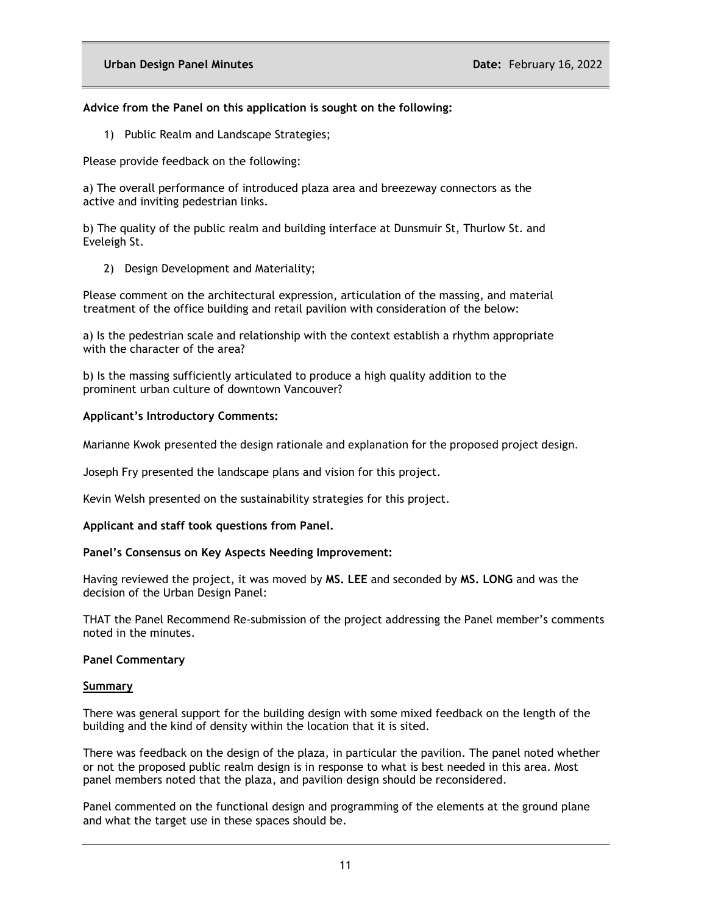**Advice from the Panel on this application is sought on the following:**

1) Public Realm and Landscape Strategies;

Please provide feedback on the following:

a) The overall performance of introduced plaza area and breezeway connectors as the active and inviting pedestrian links.

b) The quality of the public realm and building interface at Dunsmuir St, Thurlow St. and Eveleigh St.

2) Design Development and Materiality;

Please comment on the architectural expression, articulation of the massing, and material treatment of the office building and retail pavilion with consideration of the below:

a) Is the pedestrian scale and relationship with the context establish a rhythm appropriate with the character of the area?

b) Is the massing sufficiently articulated to produce a high quality addition to the prominent urban culture of downtown Vancouver?

**Applicant's Introductory Comments:**

Marianne Kwok presented the design rationale and explanation for the proposed project design.

Joseph Fry presented the landscape plans and vision for this project.

Kevin Welsh presented on the sustainability strategies for this project.

**Applicant and staff took questions from Panel.**

**Panel's Consensus on Key Aspects Needing Improvement:**

Having reviewed the project, it was moved by **MS. LEE** and seconded by **MS. LONG** and was the decision of the Urban Design Panel:

THAT the Panel Recommend Re-submission of the project addressing the Panel member's comments noted in the minutes.

**Panel Commentary**

**Summary**

There was general support for the building design with some mixed feedback on the length of the building and the kind of density within the location that it is sited.

There was feedback on the design of the plaza, in particular the pavilion. The panel noted whether or not the proposed public realm design is in response to what is best needed in this area. Most panel members noted that the plaza, and pavilion design should be reconsidered.

Panel commented on the functional design and programming of the elements at the ground plane and what the target use in these spaces should be.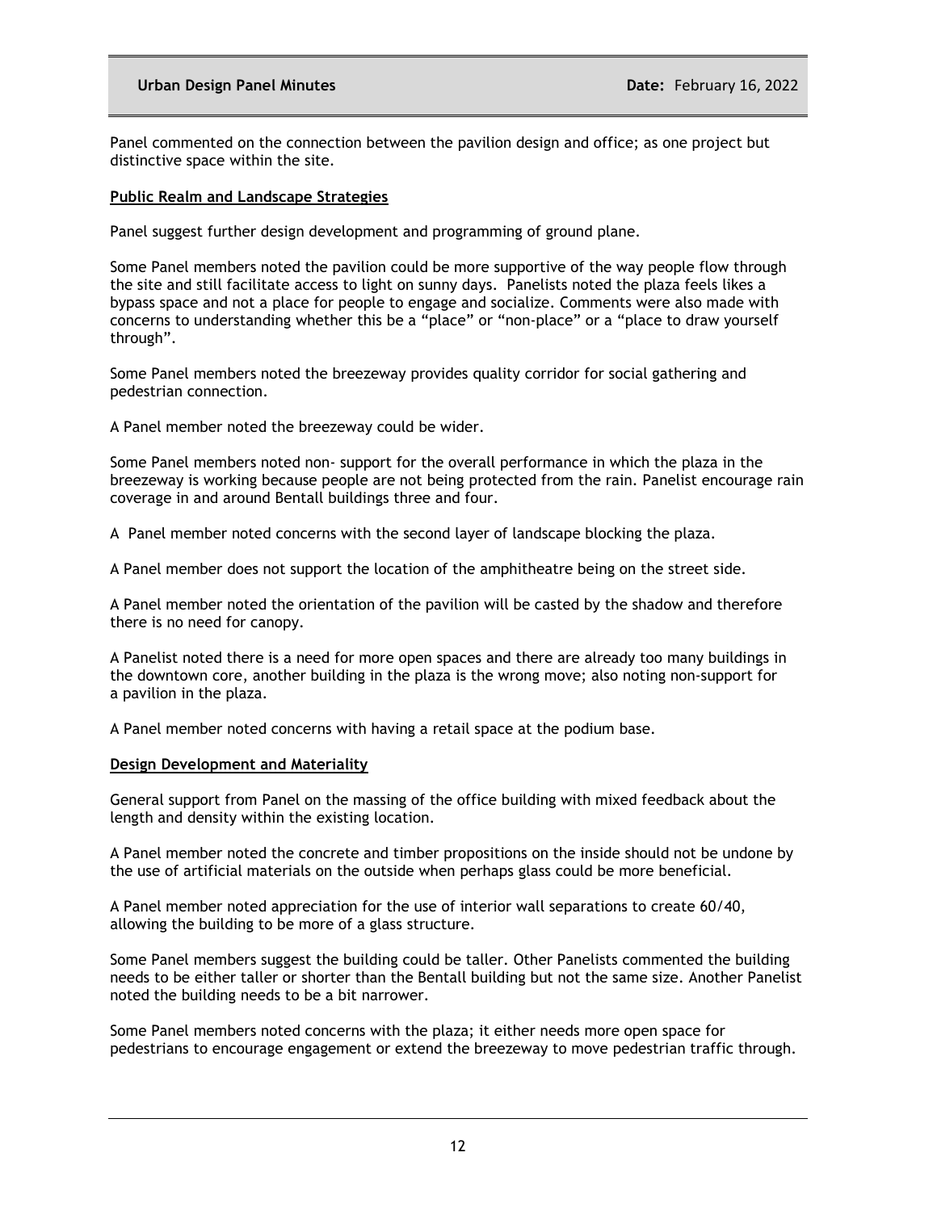Panel commented on the connection between the pavilion design and office; as one project but distinctive space within the site.

**Public Realm and Landscape Strategies**

Panel suggest further design development and programming of ground plane.

Some Panel members noted the pavilion could be more supportive of the way people flow through the site and still facilitate access to light on sunny days. Panelists noted the plaza feels likes a bypass space and not a place for people to engage and socialize. Comments were also made with concerns to understanding whether this be a "place" or "non-place" or a "place to draw yourself through".

Some Panel members noted the breezeway provides quality corridor for social gathering and pedestrian connection.

A Panel member noted the breezeway could be wider.

Some Panel members noted non- support for the overall performance in which the plaza in the breezeway is working because people are not being protected from the rain. Panelist encourage rain coverage in and around Bentall buildings three and four.

A Panel member noted concerns with the second layer of landscape blocking the plaza.

A Panel member does not support the location of the amphitheatre being on the street side.

A Panel member noted the orientation of the pavilion will be casted by the shadow and therefore there is no need for canopy.

A Panelist noted there is a need for more open spaces and there are already too many buildings in the downtown core, another building in the plaza is the wrong move; also noting non-support for a pavilion in the plaza.

A Panel member noted concerns with having a retail space at the podium base.

**Design Development and Materiality**

General support from Panel on the massing of the office building with mixed feedback about the length and density within the existing location.

A Panel member noted the concrete and timber propositions on the inside should not be undone by the use of artificial materials on the outside when perhaps glass could be more beneficial.

A Panel member noted appreciation for the use of interior wall separations to create 60/40, allowing the building to be more of a glass structure.

Some Panel members suggest the building could be taller. Other Panelists commented the building needs to be either taller or shorter than the Bentall building but not the same size. Another Panelist noted the building needs to be a bit narrower.

Some Panel members noted concerns with the plaza; it either needs more open space for pedestrians to encourage engagement or extend the breezeway to move pedestrian traffic through.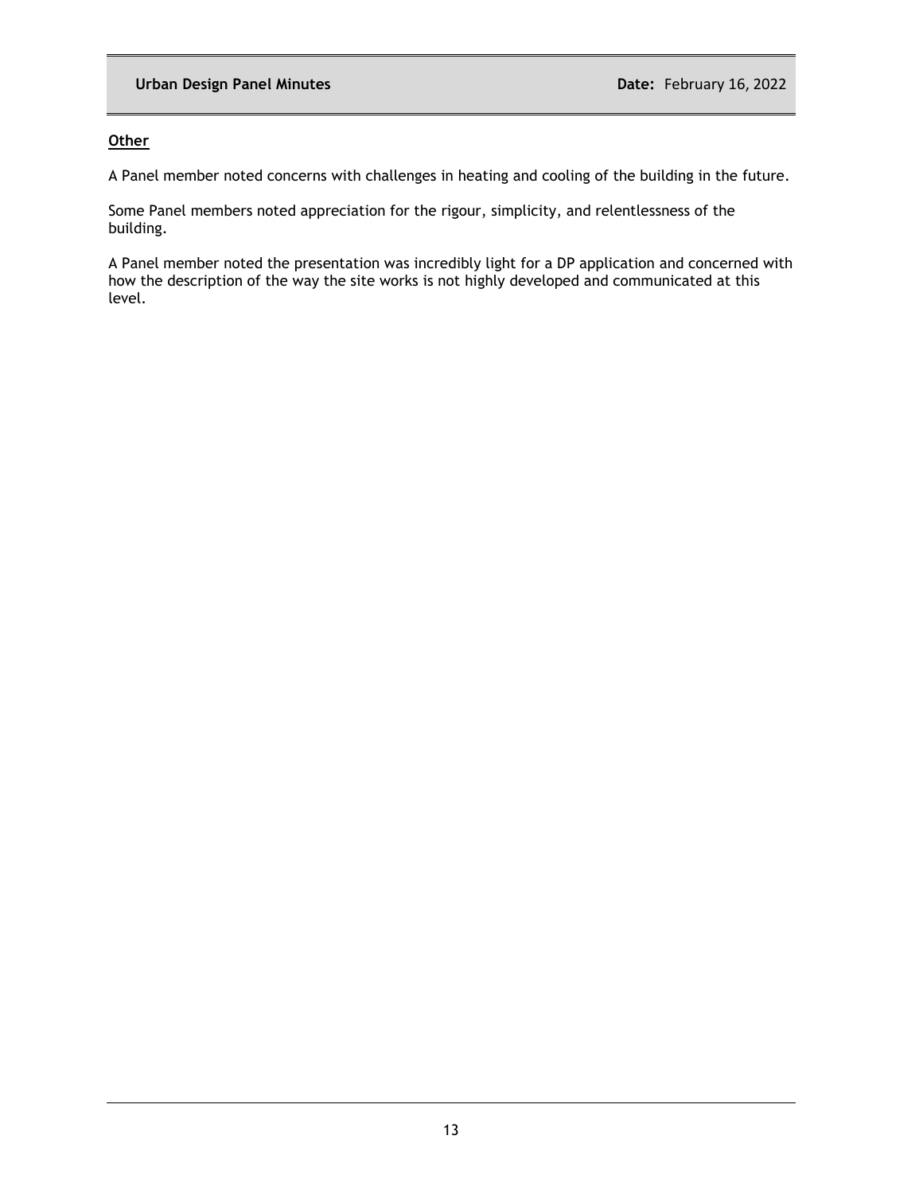**Other**

A Panel member noted concerns with challenges in heating and cooling of the building in the future.

Some Panel members noted appreciation for the rigour, simplicity, and relentlessness of the building.

A Panel member noted the presentation was incredibly light for a DP application and concerned with how the description of the way the site works is not highly developed and communicated at this level.